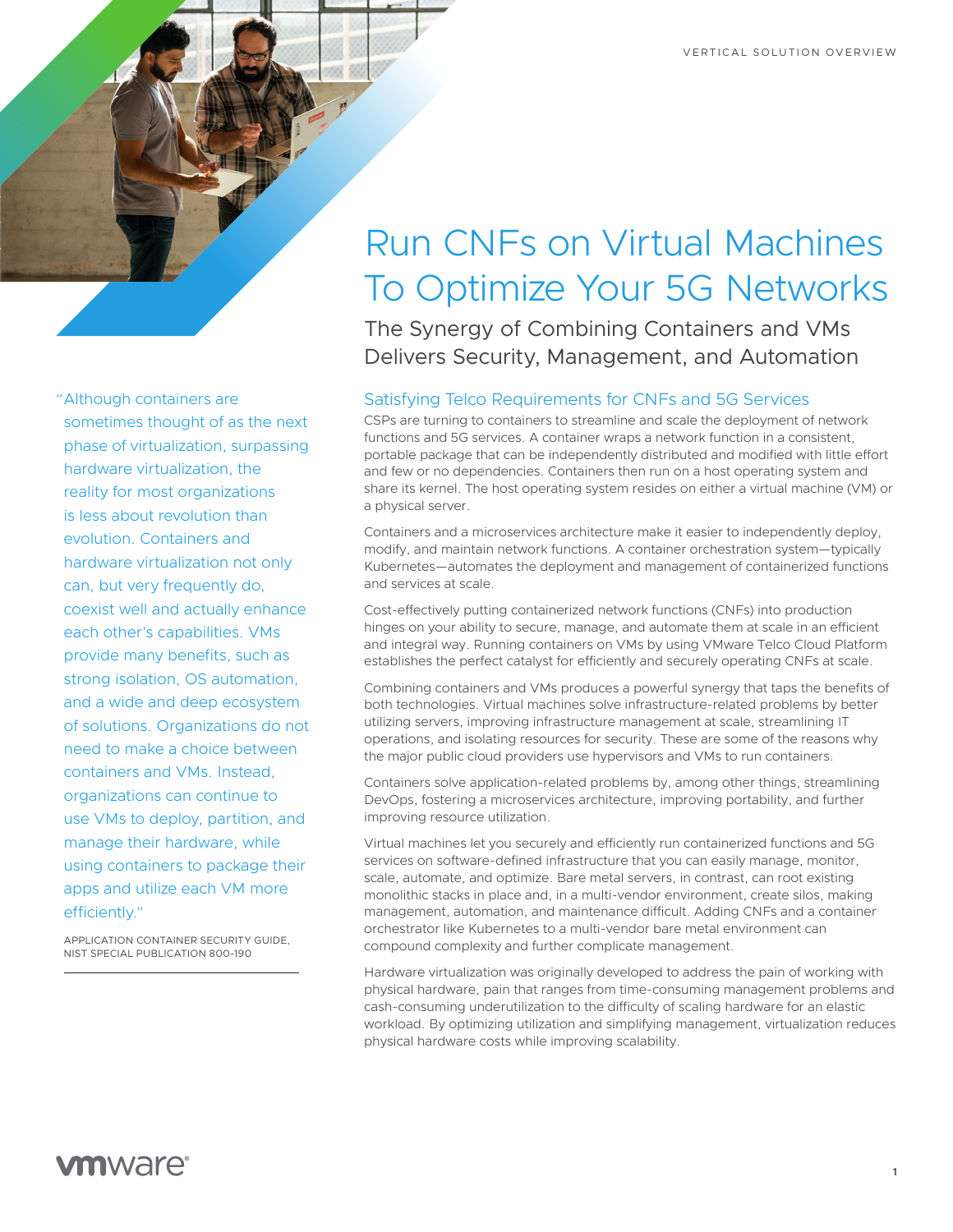VERTICAL SOLUTION OVERVIEW

# Run CNFs on Virtual Machines To Optimize Your 5G Networks

## The Synergy of Combining Containers and VMs Delivers Security, Management, and Automation

"Although containers are sometimes thought of as the next phase of virtualization, surpassing hardware virtualization, the reality for most organizations is less about revolution than evolution. Containers and hardware virtualization not only can, but very frequently do, coexist well and actually enhance each other's capabilities. VMs provide many benefits, such as strong isolation, OS automation, and a wide and deep ecosystem of solutions. Organizations do not need to make a choice between containers and VMs. Instead, organizations can continue to use VMs to deploy, partition, and manage their hardware, while using containers to package their apps and utilize each VM more efficiently."

APPLICATION CONTAINER SECURITY GUIDE, NIST SPECIAL PUBLICATION 800-190

### Satisfying Telco Requirements for CNFs and 5G Services

CSPs are turning to containers to streamline and scale the deployment of network functions and 5G services. A container wraps a network function in a consistent, portable package that can be independently distributed and modified with little effort and few or no dependencies. Containers then run on a host operating system and share its kernel. The host operating system resides on either a virtual machine (VM) or a physical server.

Containers and a microservices architecture make it easier to independently deploy, modify, and maintain network functions. A container orchestration system—typically Kubernetes—automates the deployment and management of containerized functions and services at scale.

Cost-effectively putting containerized network functions (CNFs) into production hinges on your ability to secure, manage, and automate them at scale in an efficient and integral way. Running containers on VMs by using VMware Telco Cloud Platform establishes the perfect catalyst for efficiently and securely operating CNFs at scale.

Combining containers and VMs produces a powerful synergy that taps the benefits of both technologies. Virtual machines solve infrastructure-related problems by better utilizing servers, improving infrastructure management at scale, streamlining IT operations, and isolating resources for security. These are some of the reasons why the major public cloud providers use hypervisors and VMs to run containers.

Containers solve application-related problems by, among other things, streamlining DevOps, fostering a microservices architecture, improving portability, and further improving resource utilization.

Virtual machines let you securely and efficiently run containerized functions and 5G services on software-defined infrastructure that you can easily manage, monitor, scale, automate, and optimize. Bare metal servers, in contrast, can root existing monolithic stacks in place and, in a multi-vendor environment, create silos, making management, automation, and maintenance difficult. Adding CNFs and a container orchestrator like Kubernetes to a multi-vendor bare metal environment can compound complexity and further complicate management.

Hardware virtualization was originally developed to address the pain of working with physical hardware, pain that ranges from time-consuming management problems and cash-consuming underutilization to the difficulty of scaling hardware for an elastic workload. By optimizing utilization and simplifying management, virtualization reduces physical hardware costs while improving scalability.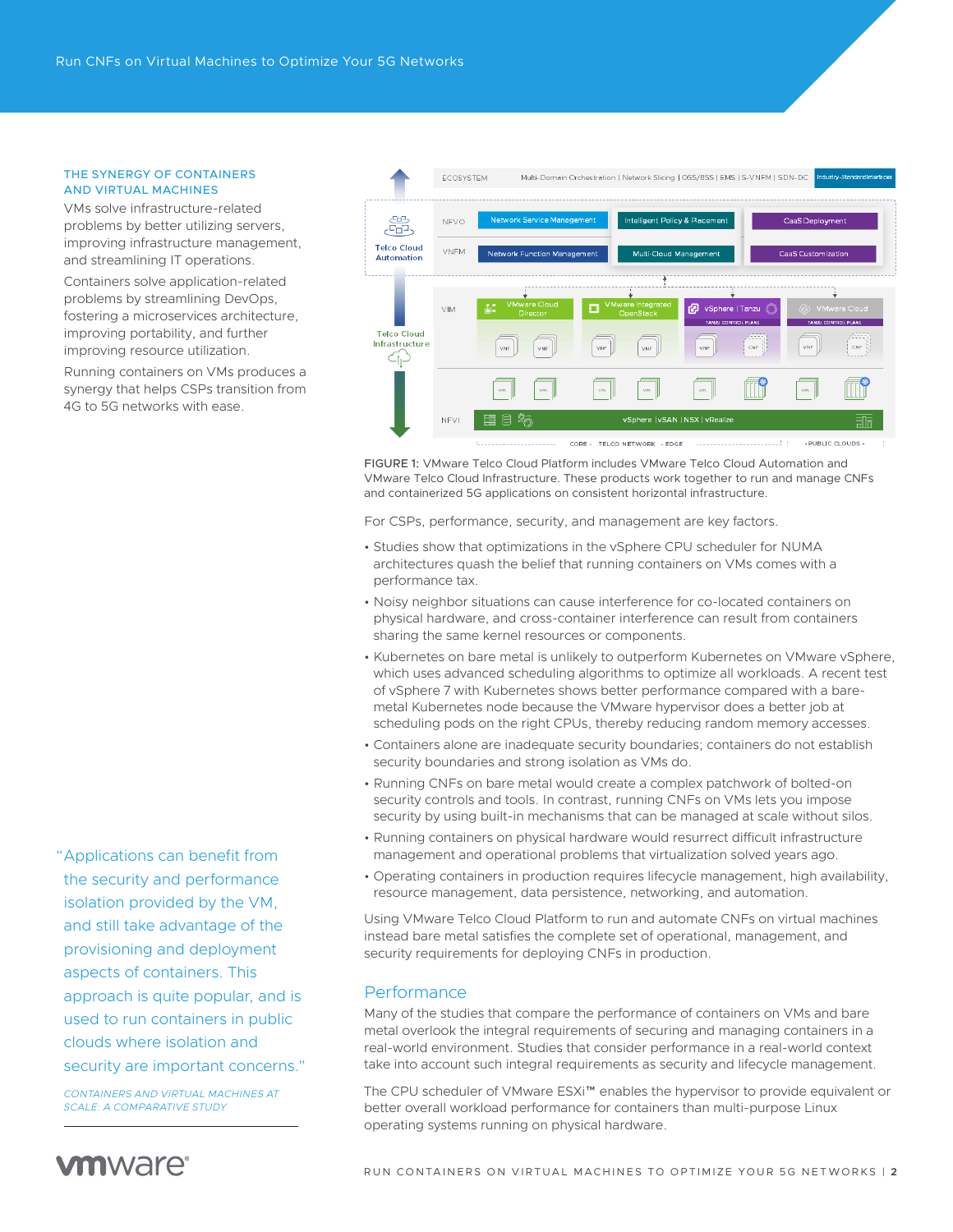## THE SYNERGY OF CONTAINERS AND VIRTUAL MACHINES

VMs solve infrastructure-related problems by better utilizing servers, improving infrastructure management, and streamlining IT operations.

Containers solve application-related problems by streamlining DevOps, fostering a microservices architecture, improving portability, and further improving resource utilization.

Running containers on VMs produces a synergy that helps CSPs transition from 4G to 5G networks with ease.

FIGURE 1: VMware Telco Cloud Platform includes VMware Telco Cloud Automation and VMware Telco Cloud Infrastructure. These products work together to run and manage CNFs and containerized 5G applications on consistent horizontal infrastructure.

For CSPs, performance, security, and management are key factors.

- Studies show that optimizations in the vSphere CPU scheduler for NUMA architectures quash the belief that running containers on VMs comes with a performance tax.
- Noisy neighbor situations can cause interference for co-located containers on physical hardware, and cross-container interference can result from containers sharing the same kernel resources or components.
- Kubernetes on bare metal is unlikely to outperform Kubernetes on VMware vSphere, which uses advanced scheduling algorithms to optimize all workloads. A recent test of vSphere 7 with Kubernetes shows better performance compared with a bare-metal Kubernetes node because the VMware hypervisor does a better job at scheduling pods on the right CPUs, thereby reducing random memory accesses.
- Containers alone are inadequate security boundaries; containers do not establish security boundaries and strong isolation as VMs do.
- Running CNFs on bare metal would create a complex patchwork of bolted-on security controls and tools. In contrast, running CNFs on VMs lets you impose security by using built-in mechanisms that can be managed at scale without silos.
- Running containers on physical hardware would resurrect difficult infrastructure management and operational problems that virtualization solved years ago.
- Operating containers in production requires lifecycle management, high availability, resource management, data persistence, networking, and automation.

Using VMware Telco Cloud Platform to run and automate CNFs on virtual machines instead bare metal satisfies the complete set of operational, management, and security requirements for deploying CNFs in production.

> "Applications can benefit from the security and performance isolation provided by the VM, and still take advantage of the provisioning and deployment aspects of containers. This approach is quite popular, and is used to run containers in public clouds where isolation and security are important concerns."
>
> *CONTAINERS AND VIRTUAL MACHINES AT SCALE: A COMPARATIVE STUDY*

## Performance

Many of the studies that compare the performance of containers on VMs and bare metal overlook the integral requirements of securing and managing containers in a real-world environment. Studies that consider performance in a real-world context take into account such integral requirements as security and lifecycle management.

The CPU scheduler of VMware ESXi™ enables the hypervisor to provide equivalent or better overall workload performance for containers than multi-purpose Linux operating systems running on physical hardware.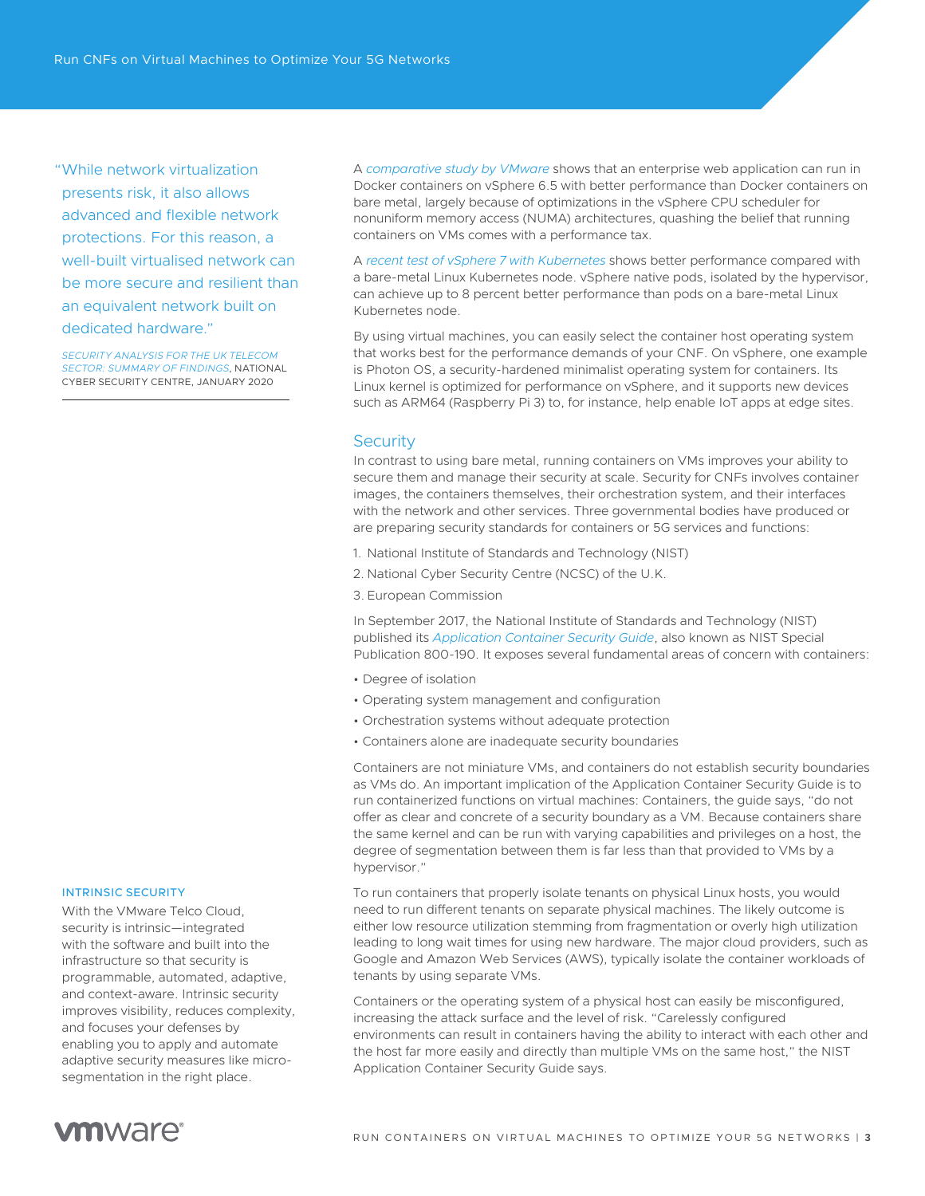> "While network virtualization presents risk, it also allows advanced and flexible network protections. For this reason, a well-built virtualised network can be more secure and resilient than an equivalent network built on dedicated hardware."
>
> *SECURITY ANALYSIS FOR THE UK TELECOM SECTOR: SUMMARY OF FINDINGS*, NATIONAL CYBER SECURITY CENTRE, JANUARY 2020

A *comparative study by VMware* shows that an enterprise web application can run in Docker containers on vSphere 6.5 with better performance than Docker containers on bare metal, largely because of optimizations in the vSphere CPU scheduler for nonuniform memory access (NUMA) architectures, quashing the belief that running containers on VMs comes with a performance tax.

A *recent test of vSphere 7 with Kubernetes* shows better performance compared with a bare-metal Linux Kubernetes node. vSphere native pods, isolated by the hypervisor, can achieve up to 8 percent better performance than pods on a bare-metal Linux Kubernetes node.

By using virtual machines, you can easily select the container host operating system that works best for the performance demands of your CNF. On vSphere, one example is Photon OS, a security-hardened minimalist operating system for containers. Its Linux kernel is optimized for performance on vSphere, and it supports new devices such as ARM64 (Raspberry Pi 3) to, for instance, help enable IoT apps at edge sites.

## Security

In contrast to using bare metal, running containers on VMs improves your ability to secure them and manage their security at scale. Security for CNFs involves container images, the containers themselves, their orchestration system, and their interfaces with the network and other services. Three governmental bodies have produced or are preparing security standards for containers or 5G services and functions:

1. National Institute of Standards and Technology (NIST)
2. National Cyber Security Centre (NCSC) of the U.K.
3. European Commission

In September 2017, the National Institute of Standards and Technology (NIST) published its *Application Container Security Guide*, also known as NIST Special Publication 800-190. It exposes several fundamental areas of concern with containers:

- Degree of isolation
- Operating system management and configuration
- Orchestration systems without adequate protection
- Containers alone are inadequate security boundaries

Containers are not miniature VMs, and containers do not establish security boundaries as VMs do. An important implication of the Application Container Security Guide is to run containerized functions on virtual machines: Containers, the guide says, "do not offer as clear and concrete of a security boundary as a VM. Because containers share the same kernel and can be run with varying capabilities and privileges on a host, the degree of segmentation between them is far less than that provided to VMs by a hypervisor."

To run containers that properly isolate tenants on physical Linux hosts, you would need to run different tenants on separate physical machines. The likely outcome is either low resource utilization stemming from fragmentation or overly high utilization leading to long wait times for using new hardware. The major cloud providers, such as Google and Amazon Web Services (AWS), typically isolate the container workloads of tenants by using separate VMs.

Containers or the operating system of a physical host can easily be misconfigured, increasing the attack surface and the level of risk. "Carelessly configured environments can result in containers having the ability to interact with each other and the host far more easily and directly than multiple VMs on the same host," the NIST Application Container Security Guide says.

### INTRINSIC SECURITY

With the VMware Telco Cloud, security is intrinsic—integrated with the software and built into the infrastructure so that security is programmable, automated, adaptive, and context-aware. Intrinsic security improves visibility, reduces complexity, and focuses your defenses by enabling you to apply and automate adaptive security measures like micro-segmentation in the right place.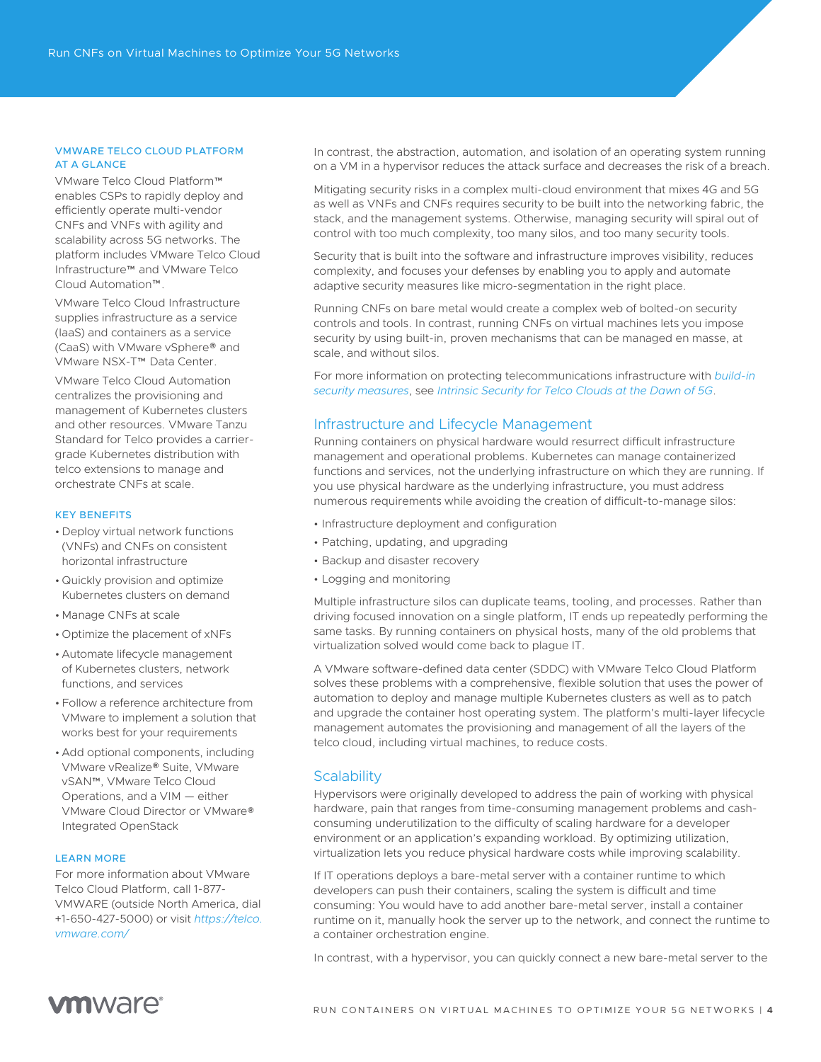In contrast, the abstraction, automation, and isolation of an operating system running on a VM in a hypervisor reduces the attack surface and decreases the risk of a breach.

Mitigating security risks in a complex multi-cloud environment that mixes 4G and 5G as well as VNFs and CNFs requires security to be built into the networking fabric, the stack, and the management systems. Otherwise, managing security will spiral out of control with too much complexity, too many silos, and too many security tools.

Security that is built into the software and infrastructure improves visibility, reduces complexity, and focuses your defenses by enabling you to apply and automate adaptive security measures like micro-segmentation in the right place.

Running CNFs on bare metal would create a complex web of bolted-on security controls and tools. In contrast, running CNFs on virtual machines lets you impose security by using built-in, proven mechanisms that can be managed en masse, at scale, and without silos.

For more information on protecting telecommunications infrastructure with *build-in security measures*, see *Intrinsic Security for Telco Clouds at the Dawn of 5G*.

## Infrastructure and Lifecycle Management

Running containers on physical hardware would resurrect difficult infrastructure management and operational problems. Kubernetes can manage containerized functions and services, not the underlying infrastructure on which they are running. If you use physical hardware as the underlying infrastructure, you must address numerous requirements while avoiding the creation of difficult-to-manage silos:

- Infrastructure deployment and configuration
- Patching, updating, and upgrading
- Backup and disaster recovery
- Logging and monitoring

Multiple infrastructure silos can duplicate teams, tooling, and processes. Rather than driving focused innovation on a single platform, IT ends up repeatedly performing the same tasks. By running containers on physical hosts, many of the old problems that virtualization solved would come back to plague IT.

A VMware software-defined data center (SDDC) with VMware Telco Cloud Platform solves these problems with a comprehensive, flexible solution that uses the power of automation to deploy and manage multiple Kubernetes clusters as well as to patch and upgrade the container host operating system. The platform's multi-layer lifecycle management automates the provisioning and management of all the layers of the telco cloud, including virtual machines, to reduce costs.

## Scalability

Hypervisors were originally developed to address the pain of working with physical hardware, pain that ranges from time-consuming management problems and cash-consuming underutilization to the difficulty of scaling hardware for a developer environment or an application's expanding workload. By optimizing utilization, virtualization lets you reduce physical hardware costs while improving scalability.

If IT operations deploys a bare-metal server with a container runtime to which developers can push their containers, scaling the system is difficult and time consuming: You would have to add another bare-metal server, install a container runtime on it, manually hook the server up to the network, and connect the runtime to a container orchestration engine.

In contrast, with a hypervisor, you can quickly connect a new bare-metal server to the

### VMWARE TELCO CLOUD PLATFORM AT A GLANCE

VMware Telco Cloud Platform™ enables CSPs to rapidly deploy and efficiently operate multi-vendor CNFs and VNFs with agility and scalability across 5G networks. The platform includes VMware Telco Cloud Infrastructure™ and VMware Telco Cloud Automation™.

VMware Telco Cloud Infrastructure supplies infrastructure as a service (IaaS) and containers as a service (CaaS) with VMware vSphere® and VMware NSX-T™ Data Center.

VMware Telco Cloud Automation centralizes the provisioning and management of Kubernetes clusters and other resources. VMware Tanzu Standard for Telco provides a carrier-grade Kubernetes distribution with telco extensions to manage and orchestrate CNFs at scale.

### KEY BENEFITS

- Deploy virtual network functions (VNFs) and CNFs on consistent horizontal infrastructure
- Quickly provision and optimize Kubernetes clusters on demand
- Manage CNFs at scale
- Optimize the placement of xNFs
- Automate lifecycle management of Kubernetes clusters, network functions, and services
- Follow a reference architecture from VMware to implement a solution that works best for your requirements
- Add optional components, including VMware vRealize® Suite, VMware vSAN™, VMware Telco Cloud Operations, and a VIM — either VMware Cloud Director or VMware® Integrated OpenStack

### LEARN MORE

For more information about VMware Telco Cloud Platform, call 1-877-VMWARE (outside North America, dial +1-650-427-5000) or visit *https://telco.vmware.com/*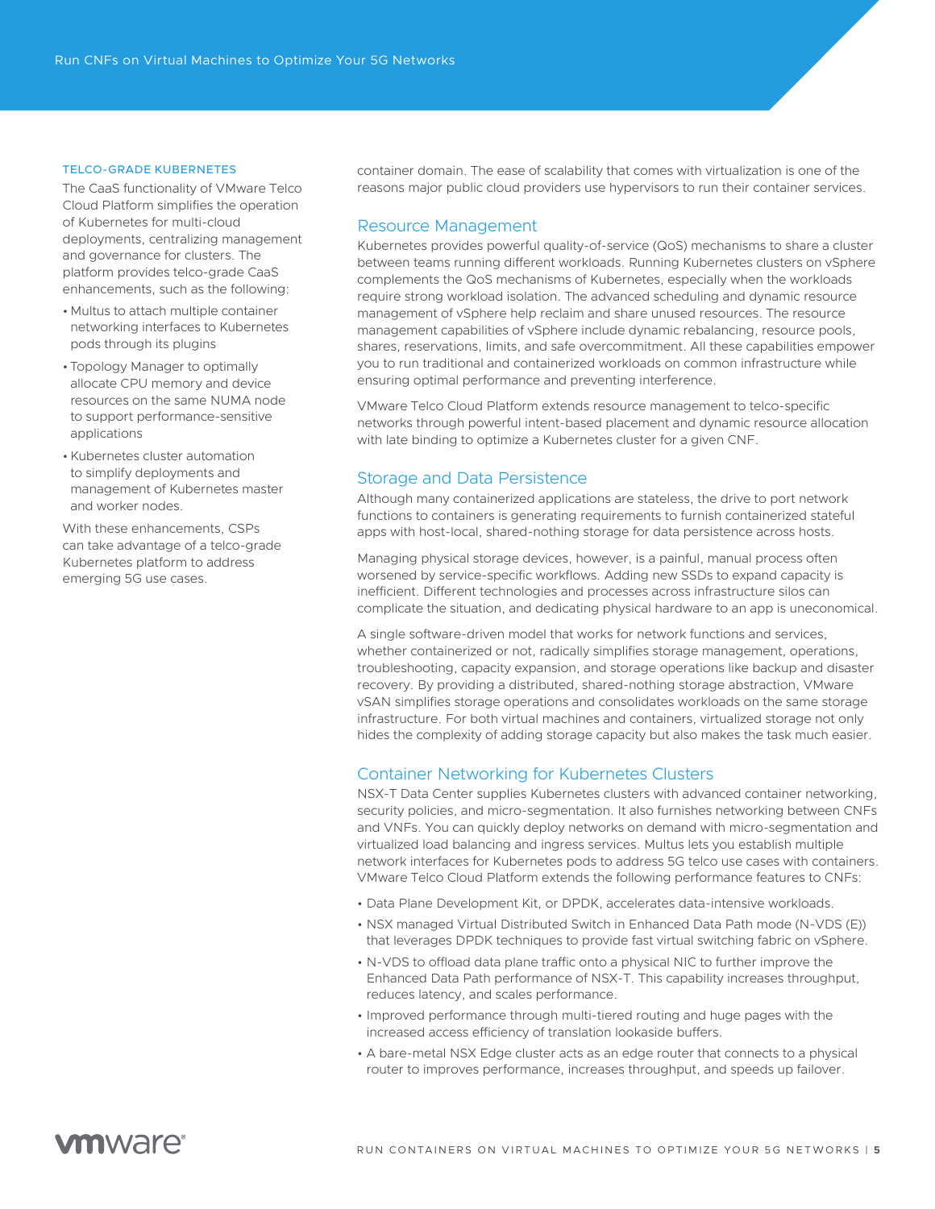### TELCO-GRADE KUBERNETES

The CaaS functionality of VMware Telco Cloud Platform simplifies the operation of Kubernetes for multi-cloud deployments, centralizing management and governance for clusters. The platform provides telco-grade CaaS enhancements, such as the following:

- Multus to attach multiple container networking interfaces to Kubernetes pods through its plugins
- Topology Manager to optimally allocate CPU memory and device resources on the same NUMA node to support performance-sensitive applications
- Kubernetes cluster automation to simplify deployments and management of Kubernetes master and worker nodes.

With these enhancements, CSPs can take advantage of a telco-grade Kubernetes platform to address emerging 5G use cases.

container domain. The ease of scalability that comes with virtualization is one of the reasons major public cloud providers use hypervisors to run their container services.

## Resource Management

Kubernetes provides powerful quality-of-service (QoS) mechanisms to share a cluster between teams running different workloads. Running Kubernetes clusters on vSphere complements the QoS mechanisms of Kubernetes, especially when the workloads require strong workload isolation. The advanced scheduling and dynamic resource management of vSphere help reclaim and share unused resources. The resource management capabilities of vSphere include dynamic rebalancing, resource pools, shares, reservations, limits, and safe overcommitment. All these capabilities empower you to run traditional and containerized workloads on common infrastructure while ensuring optimal performance and preventing interference.

VMware Telco Cloud Platform extends resource management to telco-specific networks through powerful intent-based placement and dynamic resource allocation with late binding to optimize a Kubernetes cluster for a given CNF.

## Storage and Data Persistence

Although many containerized applications are stateless, the drive to port network functions to containers is generating requirements to furnish containerized stateful apps with host-local, shared-nothing storage for data persistence across hosts.

Managing physical storage devices, however, is a painful, manual process often worsened by service-specific workflows. Adding new SSDs to expand capacity is inefficient. Different technologies and processes across infrastructure silos can complicate the situation, and dedicating physical hardware to an app is uneconomical.

A single software-driven model that works for network functions and services, whether containerized or not, radically simplifies storage management, operations, troubleshooting, capacity expansion, and storage operations like backup and disaster recovery. By providing a distributed, shared-nothing storage abstraction, VMware vSAN simplifies storage operations and consolidates workloads on the same storage infrastructure. For both virtual machines and containers, virtualized storage not only hides the complexity of adding storage capacity but also makes the task much easier.

## Container Networking for Kubernetes Clusters

NSX-T Data Center supplies Kubernetes clusters with advanced container networking, security policies, and micro-segmentation. It also furnishes networking between CNFs and VNFs. You can quickly deploy networks on demand with micro-segmentation and virtualized load balancing and ingress services. Multus lets you establish multiple network interfaces for Kubernetes pods to address 5G telco use cases with containers. VMware Telco Cloud Platform extends the following performance features to CNFs:

- Data Plane Development Kit, or DPDK, accelerates data-intensive workloads.
- NSX managed Virtual Distributed Switch in Enhanced Data Path mode (N-VDS (E)) that leverages DPDK techniques to provide fast virtual switching fabric on vSphere.
- N-VDS to offload data plane traffic onto a physical NIC to further improve the Enhanced Data Path performance of NSX-T. This capability increases throughput, reduces latency, and scales performance.
- Improved performance through multi-tiered routing and huge pages with the increased access efficiency of translation lookaside buffers.
- A bare-metal NSX Edge cluster acts as an edge router that connects to a physical router to improves performance, increases throughput, and speeds up failover.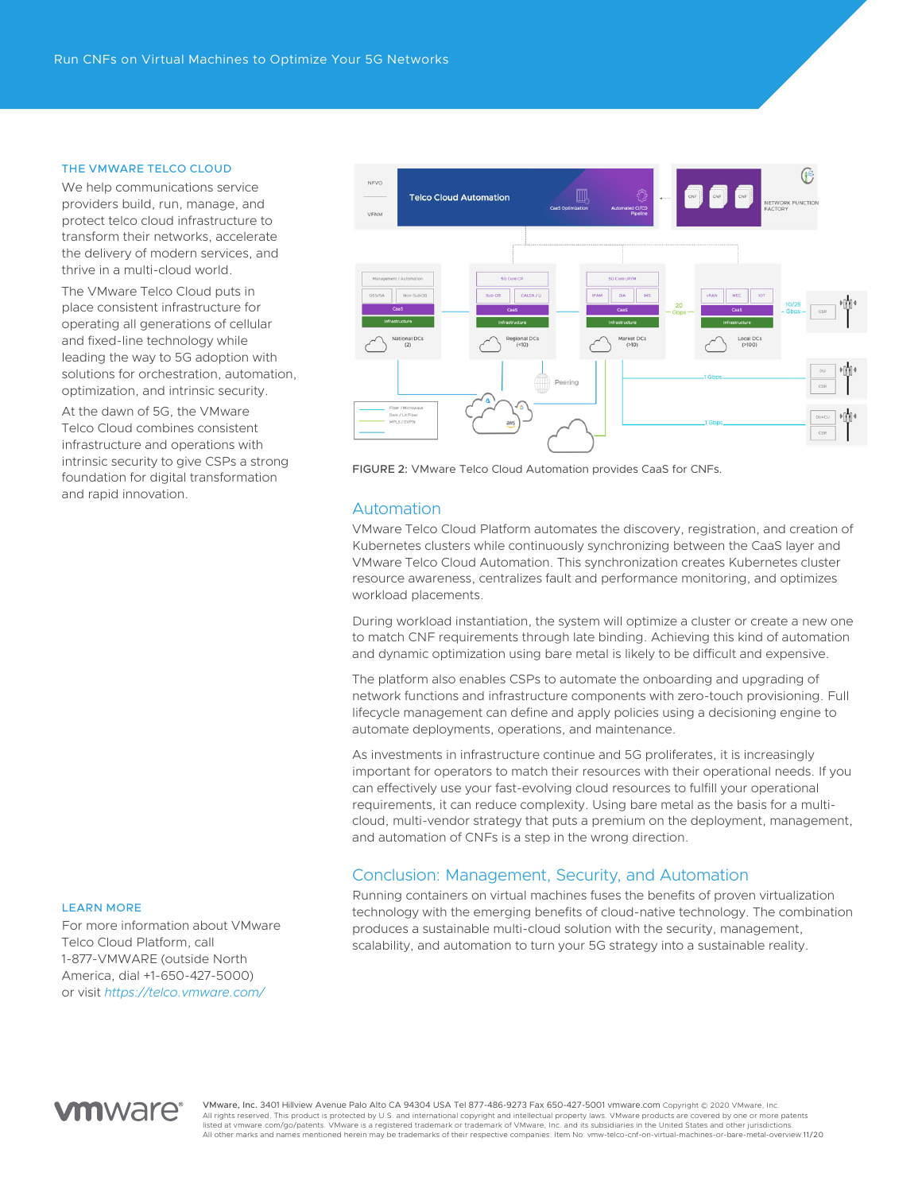## THE VMWARE TELCO CLOUD

We help communications service providers build, run, manage, and protect telco cloud infrastructure to transform their networks, accelerate the delivery of modern services, and thrive in a multi-cloud world.

The VMware Telco Cloud puts in place consistent infrastructure for operating all generations of cellular and fixed-line technology while leading the way to 5G adoption with solutions for orchestration, automation, optimization, and intrinsic security.

At the dawn of 5G, the VMware Telco Cloud combines consistent infrastructure and operations with intrinsic security to give CSPs a strong foundation for digital transformation and rapid innovation.

NFVO
VFNM
Telco Cloud Automation
CaaS Optimization
Automated CI/CD Pipeline
CNF
CNF
CNF
NETWORK FUNCTION FACTORY
Management / Automation
OSS/BA
Non-Sub DB
CaaS
Infrastructure
National DCs (2)
5G Core CP
Sub-DB
CALEA / LI
CaaS
Infrastructure
Regional DCs (<10)
5G Core UP/TM
IPAM
DIA
IMS
CaaS
Infrastructure
Market DCs (>10)
20 Gbps
vRAN
MEC
IOT
CaaS
Infrastructure
Local DCs (>100)
10/25 Gbps
CSR
DU
CSR
DU+CU
CSR
1 Gbps
1 Gbps
Peering
Fiber / Microwave
Dark / Lit Fiber
MPLS / EVPN
aws

FIGURE 2: VMware Telco Cloud Automation provides CaaS for CNFs.

## Automation

VMware Telco Cloud Platform automates the discovery, registration, and creation of Kubernetes clusters while continuously synchronizing between the CaaS layer and VMware Telco Cloud Automation. This synchronization creates Kubernetes cluster resource awareness, centralizes fault and performance monitoring, and optimizes workload placements.

During workload instantiation, the system will optimize a cluster or create a new one to match CNF requirements through late binding. Achieving this kind of automation and dynamic optimization using bare metal is likely to be difficult and expensive.

The platform also enables CSPs to automate the onboarding and upgrading of network functions and infrastructure components with zero-touch provisioning. Full lifecycle management can define and apply policies using a decisioning engine to automate deployments, operations, and maintenance.

As investments in infrastructure continue and 5G proliferates, it is increasingly important for operators to match their resources with their operational needs. If you can effectively use your fast-evolving cloud resources to fulfill your operational requirements, it can reduce complexity. Using bare metal as the basis for a multi-cloud, multi-vendor strategy that puts a premium on the deployment, management, and automation of CNFs is a step in the wrong direction.

## Conclusion: Management, Security, and Automation

Running containers on virtual machines fuses the benefits of proven virtualization technology with the emerging benefits of cloud-native technology. The combination produces a sustainable multi-cloud solution with the security, management, scalability, and automation to turn your 5G strategy into a sustainable reality.

## LEARN MORE

For more information about VMware Telco Cloud Platform, call 1-877-VMWARE (outside North America, dial +1-650-427-5000) or visit *https://telco.vmware.com/*

**VMware, Inc.** 3401 Hillview Avenue Palo Alto CA 94304 USA Tel 877-486-9273 Fax 650-427-5001 vmware.com Copyright © 2020 VMware, Inc. All rights reserved. This product is protected by U.S. and international copyright and intellectual property laws. VMware products are covered by one or more patents listed at vmware.com/go/patents. VMware is a registered trademark or trademark of VMware, Inc. and its subsidiaries in the United States and other jurisdictions. All other marks and names mentioned herein may be trademarks of their respective companies. Item No: vmw-telco-cnf-on-virtual-machines-or-bare-metal-overview 11/20